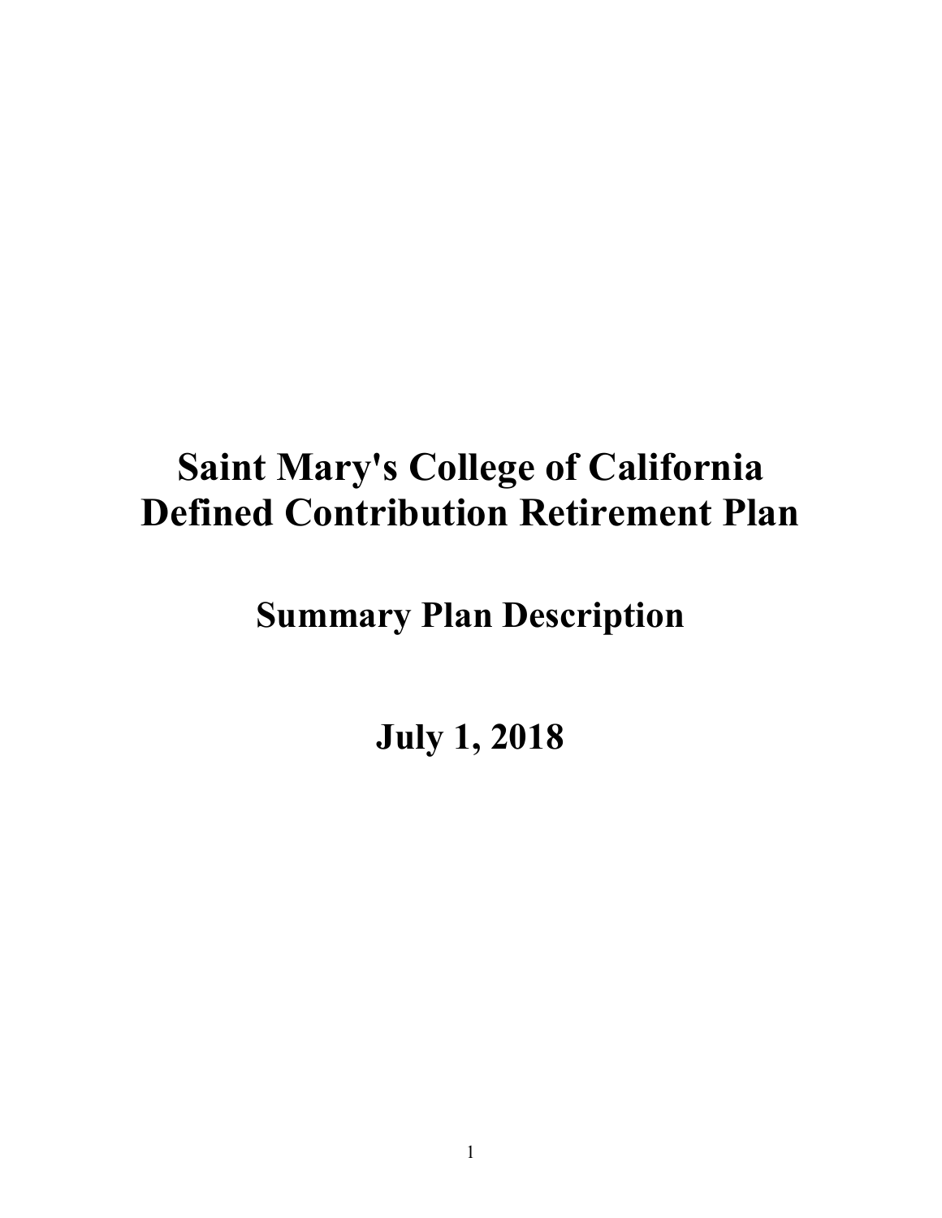# Saint Mary's College of California Defined Contribution Retirement Plan

## Summary Plan Description

## July 1, 2018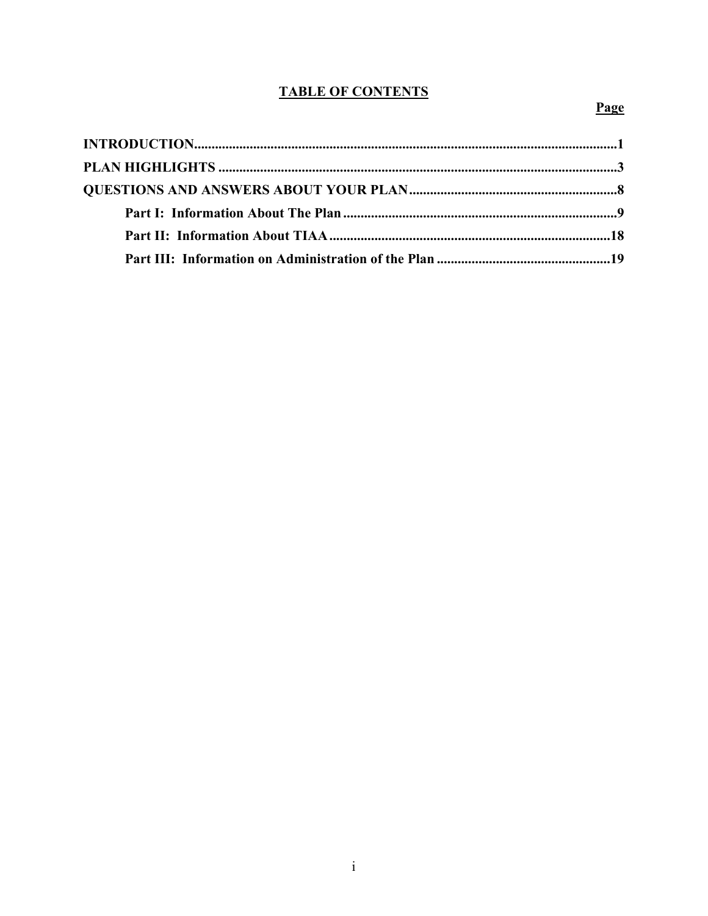# TABLE OF CONTENTS

| | Page |
|---|---|
| **INTRODUCTION** | **1** |
| **PLAN HIGHLIGHTS** | **3** |
| **QUESTIONS AND ANSWERS ABOUT YOUR PLAN** | **8** |
| **Part I: Information About The Plan** | **9** |
| **Part II: Information About TIAA** | **18** |
| **Part III: Information on Administration of the Plan** | **19** |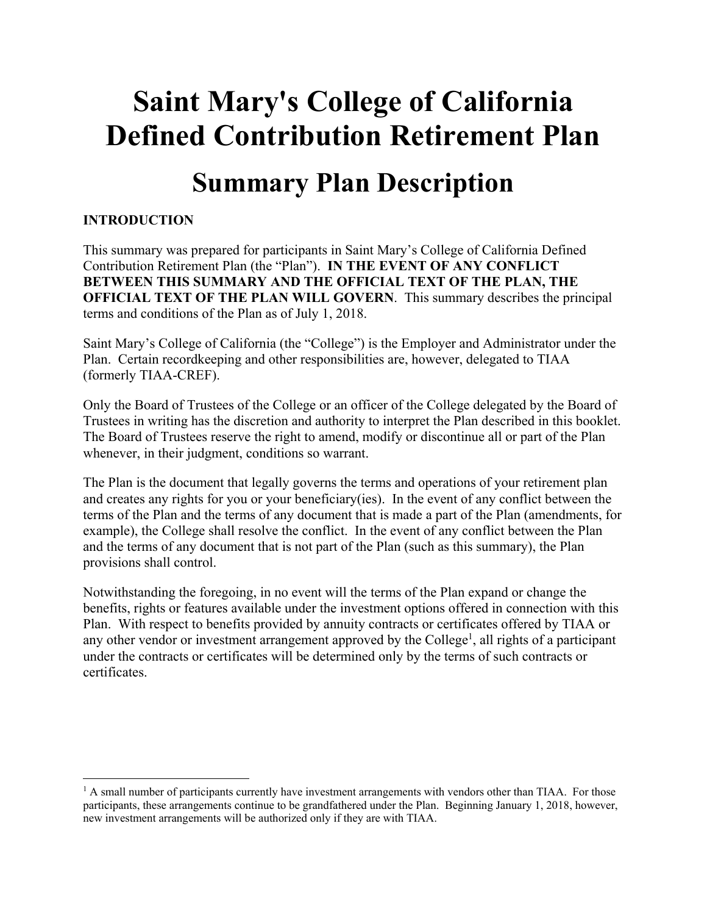# Saint Mary's College of California Defined Contribution Retirement Plan

## Summary Plan Description

**INTRODUCTION**

This summary was prepared for participants in Saint Mary's College of California Defined Contribution Retirement Plan (the "Plan"). **IN THE EVENT OF ANY CONFLICT BETWEEN THIS SUMMARY AND THE OFFICIAL TEXT OF THE PLAN, THE OFFICIAL TEXT OF THE PLAN WILL GOVERN**. This summary describes the principal terms and conditions of the Plan as of July 1, 2018.

Saint Mary's College of California (the "College") is the Employer and Administrator under the Plan. Certain recordkeeping and other responsibilities are, however, delegated to TIAA (formerly TIAA-CREF).

Only the Board of Trustees of the College or an officer of the College delegated by the Board of Trustees in writing has the discretion and authority to interpret the Plan described in this booklet. The Board of Trustees reserve the right to amend, modify or discontinue all or part of the Plan whenever, in their judgment, conditions so warrant.

The Plan is the document that legally governs the terms and operations of your retirement plan and creates any rights for you or your beneficiary(ies). In the event of any conflict between the terms of the Plan and the terms of any document that is made a part of the Plan (amendments, for example), the College shall resolve the conflict. In the event of any conflict between the Plan and the terms of any document that is not part of the Plan (such as this summary), the Plan provisions shall control.

Notwithstanding the foregoing, in no event will the terms of the Plan expand or change the benefits, rights or features available under the investment options offered in connection with this Plan. With respect to benefits provided by annuity contracts or certificates offered by TIAA or any other vendor or investment arrangement approved by the College[1], all rights of a participant under the contracts or certificates will be determined only by the terms of such contracts or certificates.

---

[1] A small number of participants currently have investment arrangements with vendors other than TIAA. For those participants, these arrangements continue to be grandfathered under the Plan. Beginning January 1, 2018, however, new investment arrangements will be authorized only if they are with TIAA.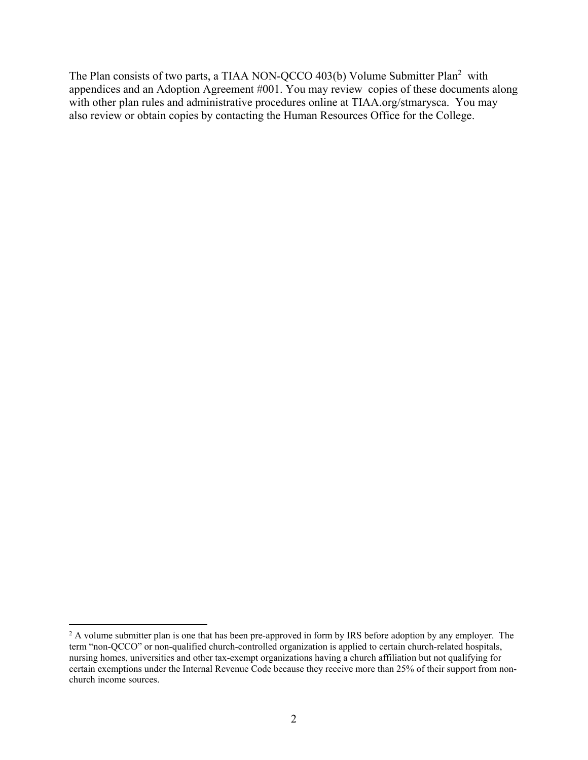The Plan consists of two parts, a TIAA NON-QCCO 403(b) Volume Submitter Plan[2] with appendices and an Adoption Agreement #001. You may review copies of these documents along with other plan rules and administrative procedures online at TIAA.org/stmarysca. You may also review or obtain copies by contacting the Human Resources Office for the College.

[2] A volume submitter plan is one that has been pre-approved in form by IRS before adoption by any employer. The term "non-QCCO" or non-qualified church-controlled organization is applied to certain church-related hospitals, nursing homes, universities and other tax-exempt organizations having a church affiliation but not qualifying for certain exemptions under the Internal Revenue Code because they receive more than 25% of their support from non-church income sources.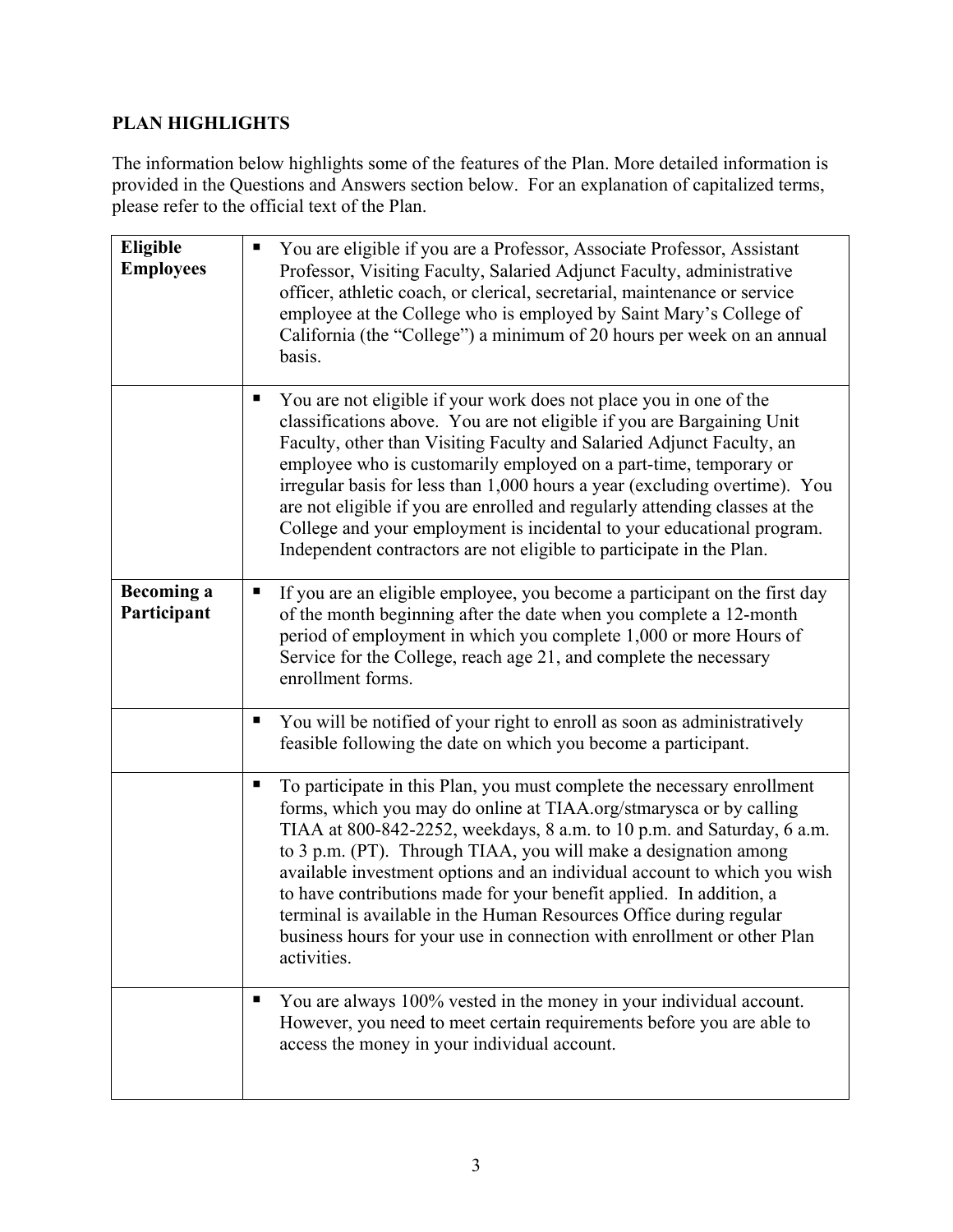## PLAN HIGHLIGHTS

The information below highlights some of the features of the Plan. More detailed information is provided in the Questions and Answers section below. For an explanation of capitalized terms, please refer to the official text of the Plan.

| | |
|---|---|
| **Eligible Employees** | ▪ You are eligible if you are a Professor, Associate Professor, Assistant Professor, Visiting Faculty, Salaried Adjunct Faculty, administrative officer, athletic coach, or clerical, secretarial, maintenance or service employee at the College who is employed by Saint Mary's College of California (the "College") a minimum of 20 hours per week on an annual basis. |
| | ▪ You are not eligible if your work does not place you in one of the classifications above. You are not eligible if you are Bargaining Unit Faculty, other than Visiting Faculty and Salaried Adjunct Faculty, an employee who is customarily employed on a part-time, temporary or irregular basis for less than 1,000 hours a year (excluding overtime). You are not eligible if you are enrolled and regularly attending classes at the College and your employment is incidental to your educational program. Independent contractors are not eligible to participate in the Plan. |
| **Becoming a Participant** | ▪ If you are an eligible employee, you become a participant on the first day of the month beginning after the date when you complete a 12-month period of employment in which you complete 1,000 or more Hours of Service for the College, reach age 21, and complete the necessary enrollment forms. |
| | ▪ You will be notified of your right to enroll as soon as administratively feasible following the date on which you become a participant. |
| | ▪ To participate in this Plan, you must complete the necessary enrollment forms, which you may do online at TIAA.org/stmarysca or by calling TIAA at 800-842-2252, weekdays, 8 a.m. to 10 p.m. and Saturday, 6 a.m. to 3 p.m. (PT). Through TIAA, you will make a designation among available investment options and an individual account to which you wish to have contributions made for your benefit applied. In addition, a terminal is available in the Human Resources Office during regular business hours for your use in connection with enrollment or other Plan activities. |
| | ▪ You are always 100% vested in the money in your individual account. However, you need to meet certain requirements before you are able to access the money in your individual account. |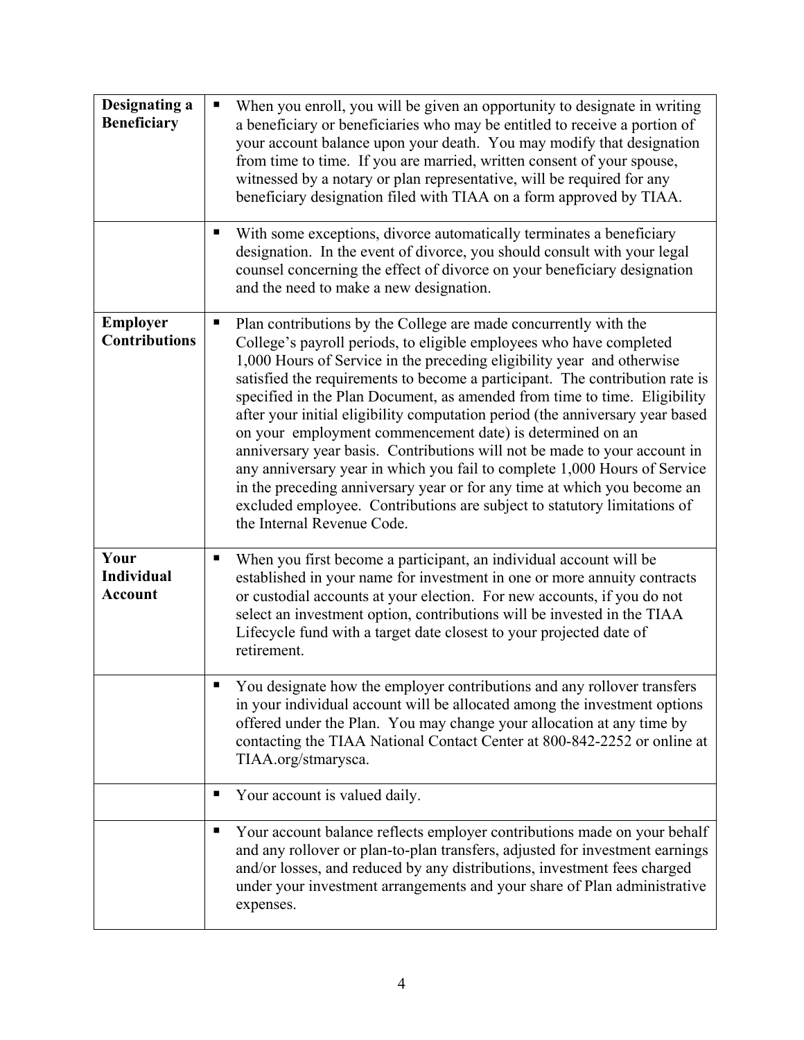| | |
|---|---|
| **Designating a Beneficiary** | ▪ When you enroll, you will be given an opportunity to designate in writing a beneficiary or beneficiaries who may be entitled to receive a portion of your account balance upon your death. You may modify that designation from time to time. If you are married, written consent of your spouse, witnessed by a notary or plan representative, will be required for any beneficiary designation filed with TIAA on a form approved by TIAA. |
| | ▪ With some exceptions, divorce automatically terminates a beneficiary designation. In the event of divorce, you should consult with your legal counsel concerning the effect of divorce on your beneficiary designation and the need to make a new designation. |
| **Employer Contributions** | ▪ Plan contributions by the College are made concurrently with the College's payroll periods, to eligible employees who have completed 1,000 Hours of Service in the preceding eligibility year and otherwise satisfied the requirements to become a participant. The contribution rate is specified in the Plan Document, as amended from time to time. Eligibility after your initial eligibility computation period (the anniversary year based on your employment commencement date) is determined on an anniversary year basis. Contributions will not be made to your account in any anniversary year in which you fail to complete 1,000 Hours of Service in the preceding anniversary year or for any time at which you become an excluded employee. Contributions are subject to statutory limitations of the Internal Revenue Code. |
| **Your Individual Account** | ▪ When you first become a participant, an individual account will be established in your name for investment in one or more annuity contracts or custodial accounts at your election. For new accounts, if you do not select an investment option, contributions will be invested in the TIAA Lifecycle fund with a target date closest to your projected date of retirement. |
| | ▪ You designate how the employer contributions and any rollover transfers in your individual account will be allocated among the investment options offered under the Plan. You may change your allocation at any time by contacting the TIAA National Contact Center at 800-842-2252 or online at TIAA.org/stmarysca. |
| | ▪ Your account is valued daily. |
| | ▪ Your account balance reflects employer contributions made on your behalf and any rollover or plan-to-plan transfers, adjusted for investment earnings and/or losses, and reduced by any distributions, investment fees charged under your investment arrangements and your share of Plan administrative expenses. |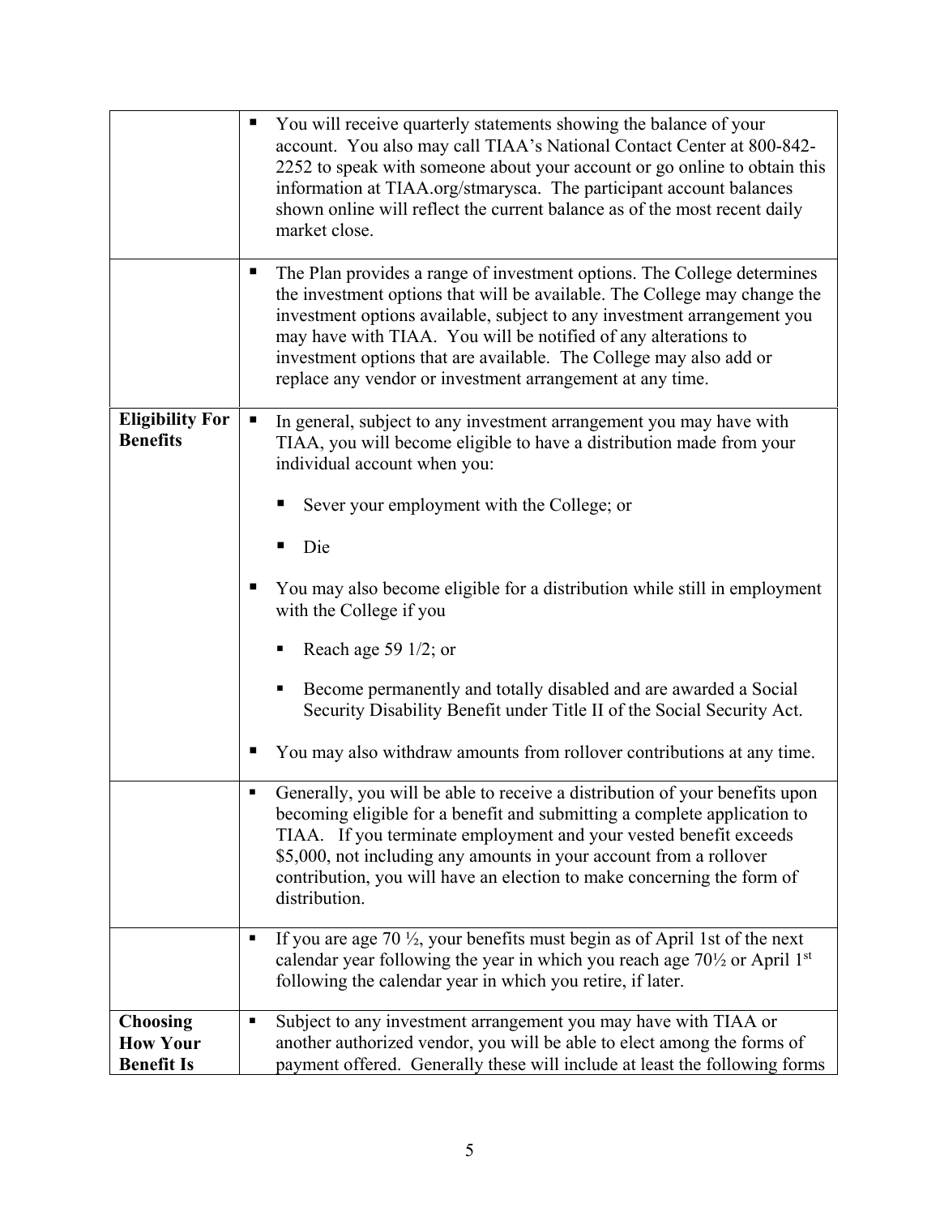| | |
|---|---|
| | ▪ You will receive quarterly statements showing the balance of your account. You also may call TIAA's National Contact Center at 800-842-2252 to speak with someone about your account or go online to obtain this information at TIAA.org/stmarysca. The participant account balances shown online will reflect the current balance as of the most recent daily market close. |
| | ▪ The Plan provides a range of investment options. The College determines the investment options that will be available. The College may change the investment options available, subject to any investment arrangement you may have with TIAA. You will be notified of any alterations to investment options that are available. The College may also add or replace any vendor or investment arrangement at any time. |
| **Eligibility For Benefits** | ▪ In general, subject to any investment arrangement you may have with TIAA, you will become eligible to have a distribution made from your individual account when you:<br>▪ Sever your employment with the College; or<br>▪ Die<br>▪ You may also become eligible for a distribution while still in employment with the College if you<br>▪ Reach age 59 1/2; or<br>▪ Become permanently and totally disabled and are awarded a Social Security Disability Benefit under Title II of the Social Security Act.<br>▪ You may also withdraw amounts from rollover contributions at any time. |
| | ▪ Generally, you will be able to receive a distribution of your benefits upon becoming eligible for a benefit and submitting a complete application to TIAA. If you terminate employment and your vested benefit exceeds $5,000, not including any amounts in your account from a rollover contribution, you will have an election to make concerning the form of distribution. |
| | ▪ If you are age 70 ½, your benefits must begin as of April 1st of the next calendar year following the year in which you reach age 70½ or April 1st following the calendar year in which you retire, if later. |
| **Choosing How Your Benefit Is** | ▪ Subject to any investment arrangement you may have with TIAA or another authorized vendor, you will be able to elect among the forms of payment offered. Generally these will include at least the following forms |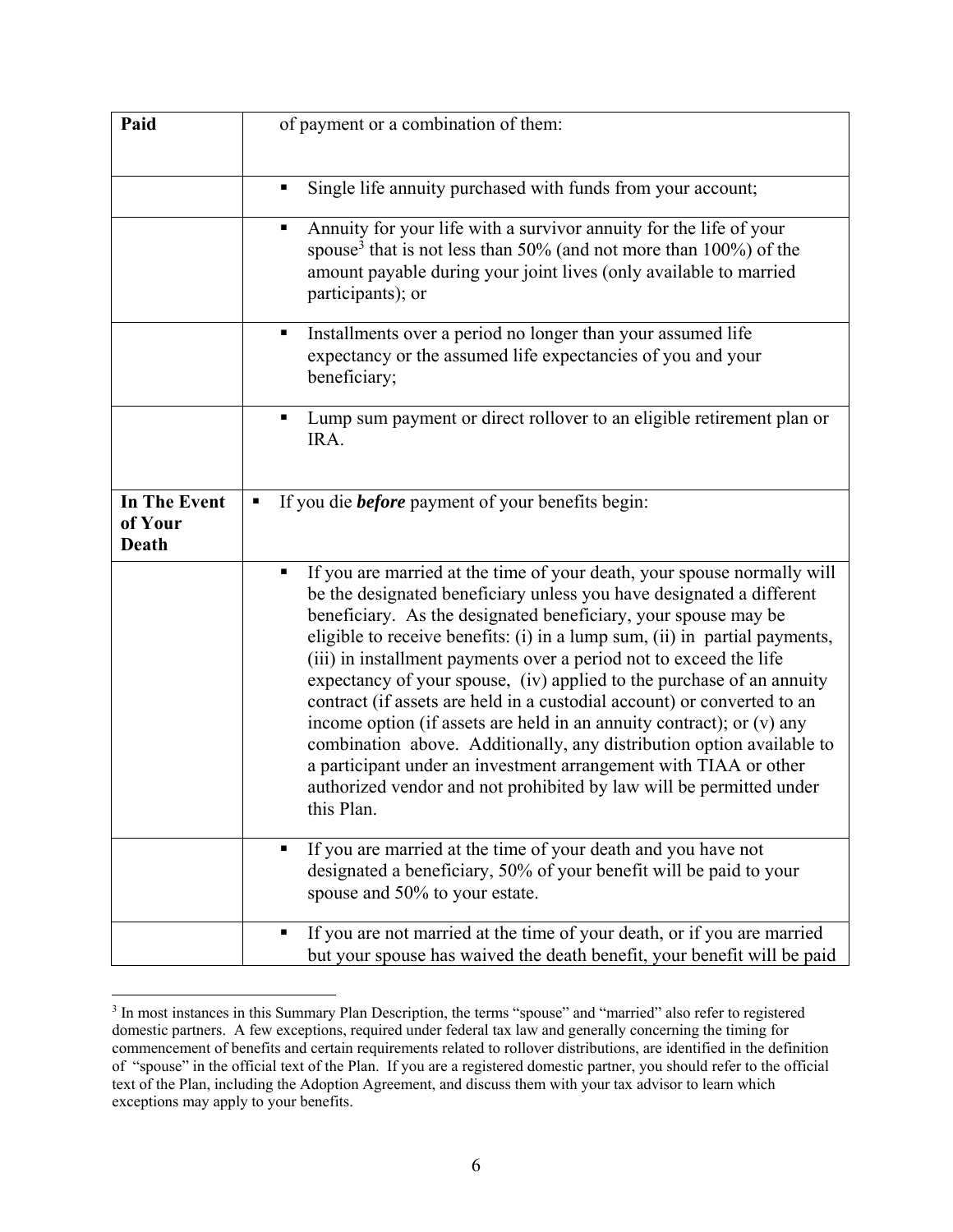| Paid | of payment or a combination of them: |
|---|---|
| | ▪ Single life annuity purchased with funds from your account; |
| | ▪ Annuity for your life with a survivor annuity for the life of your spouse[3] that is not less than 50% (and not more than 100%) of the amount payable during your joint lives (only available to married participants); or |
| | ▪ Installments over a period no longer than your assumed life expectancy or the assumed life expectancies of you and your beneficiary; |
| | ▪ Lump sum payment or direct rollover to an eligible retirement plan or IRA. |
| **In The Event of Your Death** | ▪ If you die ***before*** payment of your benefits begin: |
| | ▪ If you are married at the time of your death, your spouse normally will be the designated beneficiary unless you have designated a different beneficiary. As the designated beneficiary, your spouse may be eligible to receive benefits: (i) in a lump sum, (ii) in partial payments, (iii) in installment payments over a period not to exceed the life expectancy of your spouse, (iv) applied to the purchase of an annuity contract (if assets are held in a custodial account) or converted to an income option (if assets are held in an annuity contract); or (v) any combination above. Additionally, any distribution option available to a participant under an investment arrangement with TIAA or other authorized vendor and not prohibited by law will be permitted under this Plan. |
| | ▪ If you are married at the time of your death and you have not designated a beneficiary, 50% of your benefit will be paid to your spouse and 50% to your estate. |
| | ▪ If you are not married at the time of your death, or if you are married but your spouse has waived the death benefit, your benefit will be paid |

[3] In most instances in this Summary Plan Description, the terms "spouse" and "married" also refer to registered domestic partners. A few exceptions, required under federal tax law and generally concerning the timing for commencement of benefits and certain requirements related to rollover distributions, are identified in the definition of "spouse" in the official text of the Plan. If you are a registered domestic partner, you should refer to the official text of the Plan, including the Adoption Agreement, and discuss them with your tax advisor to learn which exceptions may apply to your benefits.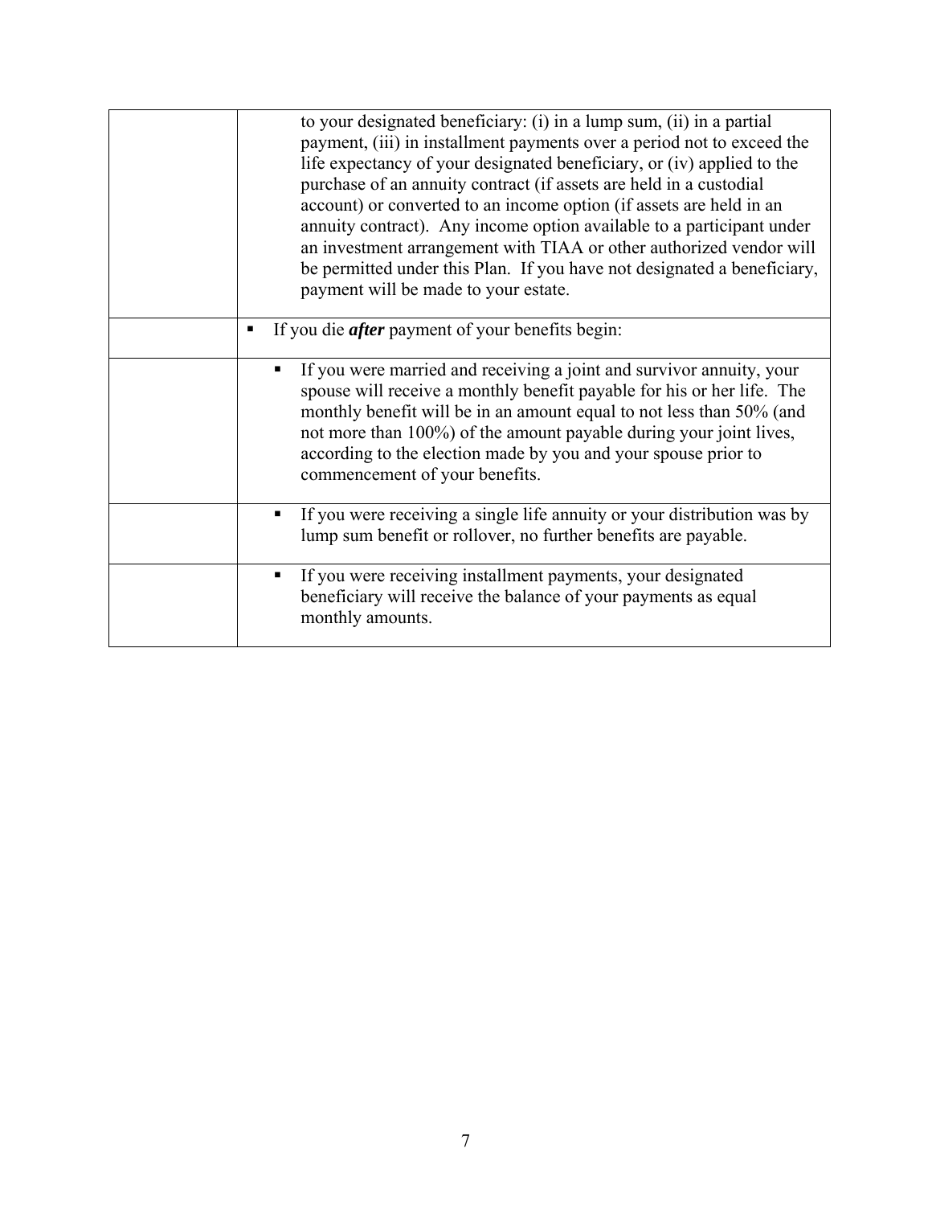| | |
|---|---|
| | to your designated beneficiary: (i) in a lump sum, (ii) in a partial payment, (iii) in installment payments over a period not to exceed the life expectancy of your designated beneficiary, or (iv) applied to the purchase of an annuity contract (if assets are held in a custodial account) or converted to an income option (if assets are held in an annuity contract). Any income option available to a participant under an investment arrangement with TIAA or other authorized vendor will be permitted under this Plan. If you have not designated a beneficiary, payment will be made to your estate. |
| | ▪ If you die ***after*** payment of your benefits begin: |
| | ▪ If you were married and receiving a joint and survivor annuity, your spouse will receive a monthly benefit payable for his or her life. The monthly benefit will be in an amount equal to not less than 50% (and not more than 100%) of the amount payable during your joint lives, according to the election made by you and your spouse prior to commencement of your benefits. |
| | ▪ If you were receiving a single life annuity or your distribution was by lump sum benefit or rollover, no further benefits are payable. |
| | ▪ If you were receiving installment payments, your designated beneficiary will receive the balance of your payments as equal monthly amounts. |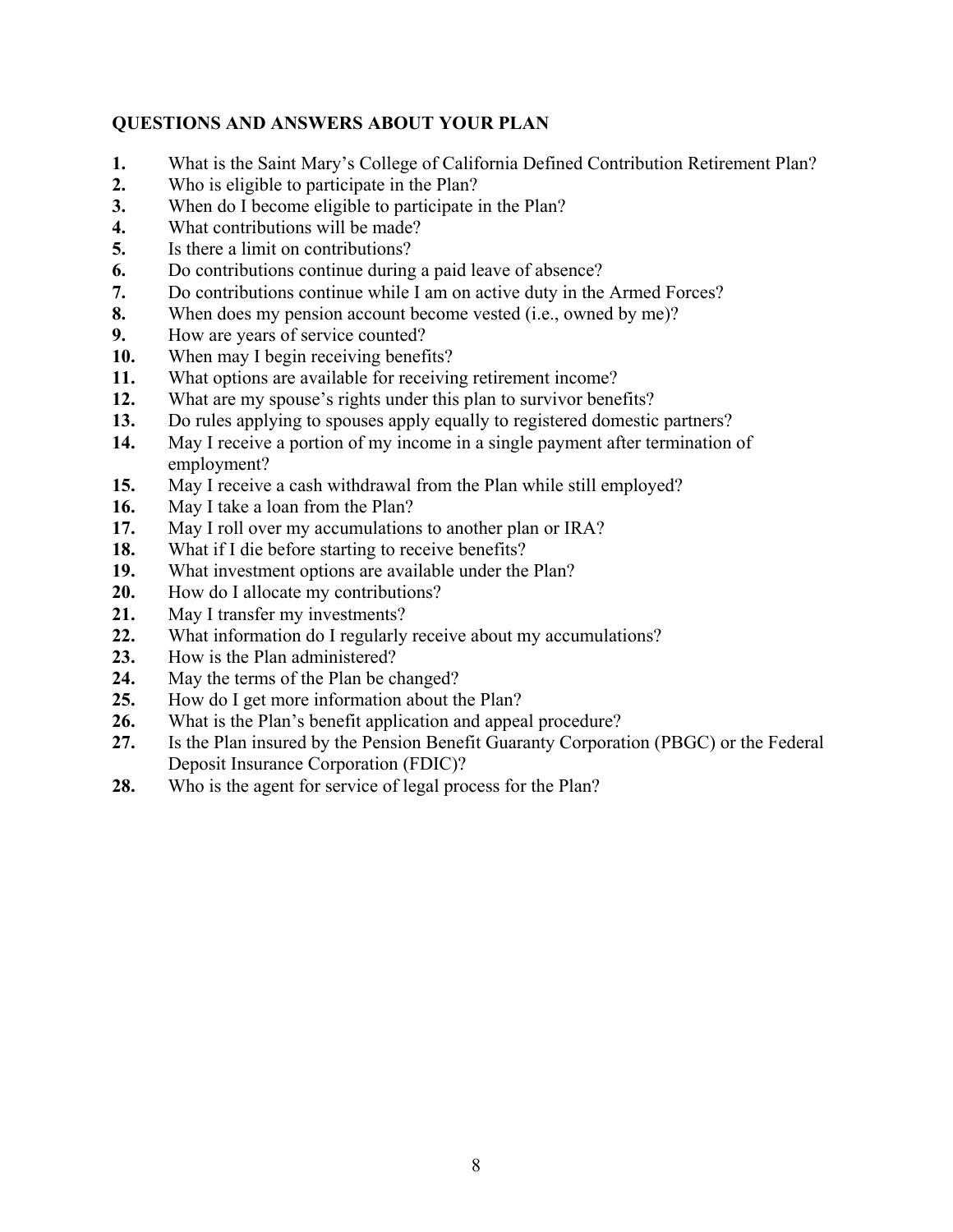**QUESTIONS AND ANSWERS ABOUT YOUR PLAN**

1. What is the Saint Mary's College of California Defined Contribution Retirement Plan?
2. Who is eligible to participate in the Plan?
3. When do I become eligible to participate in the Plan?
4. What contributions will be made?
5. Is there a limit on contributions?
6. Do contributions continue during a paid leave of absence?
7. Do contributions continue while I am on active duty in the Armed Forces?
8. When does my pension account become vested (i.e., owned by me)?
9. How are years of service counted?
10. When may I begin receiving benefits?
11. What options are available for receiving retirement income?
12. What are my spouse's rights under this plan to survivor benefits?
13. Do rules applying to spouses apply equally to registered domestic partners?
14. May I receive a portion of my income in a single payment after termination of employment?
15. May I receive a cash withdrawal from the Plan while still employed?
16. May I take a loan from the Plan?
17. May I roll over my accumulations to another plan or IRA?
18. What if I die before starting to receive benefits?
19. What investment options are available under the Plan?
20. How do I allocate my contributions?
21. May I transfer my investments?
22. What information do I regularly receive about my accumulations?
23. How is the Plan administered?
24. May the terms of the Plan be changed?
25. How do I get more information about the Plan?
26. What is the Plan's benefit application and appeal procedure?
27. Is the Plan insured by the Pension Benefit Guaranty Corporation (PBGC) or the Federal Deposit Insurance Corporation (FDIC)?
28. Who is the agent for service of legal process for the Plan?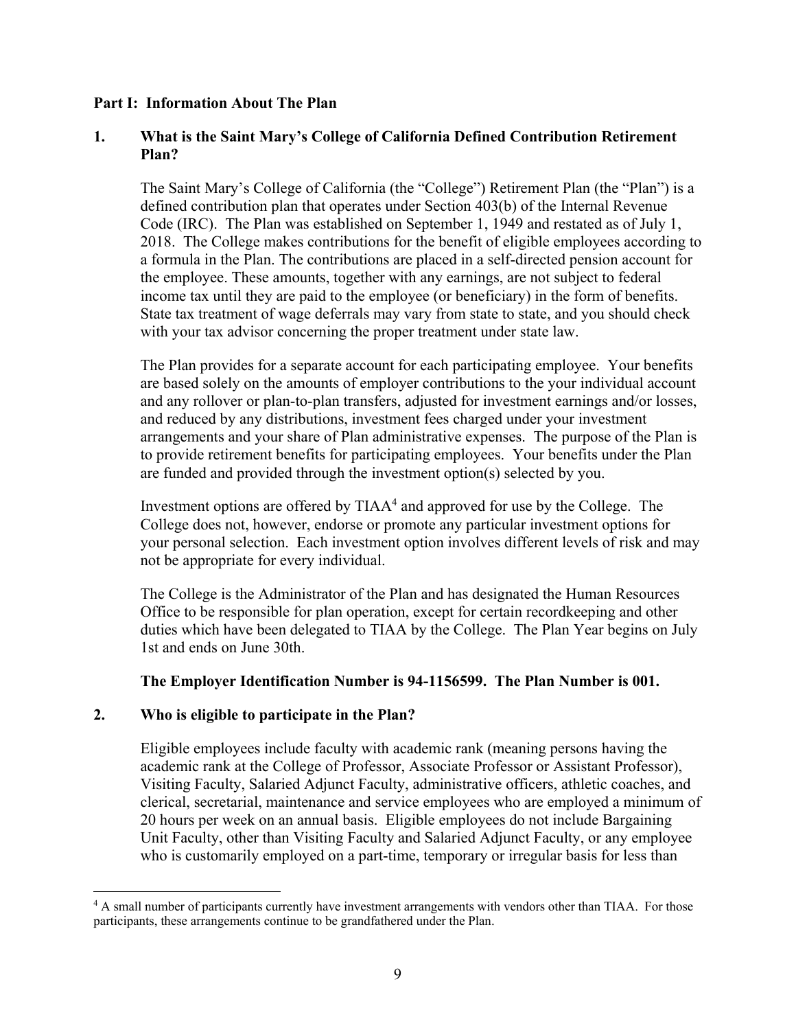**Part I: Information About The Plan**

**1. What is the Saint Mary's College of California Defined Contribution Retirement Plan?**

The Saint Mary's College of California (the "College") Retirement Plan (the "Plan") is a defined contribution plan that operates under Section 403(b) of the Internal Revenue Code (IRC). The Plan was established on September 1, 1949 and restated as of July 1, 2018. The College makes contributions for the benefit of eligible employees according to a formula in the Plan. The contributions are placed in a self-directed pension account for the employee. These amounts, together with any earnings, are not subject to federal income tax until they are paid to the employee (or beneficiary) in the form of benefits. State tax treatment of wage deferrals may vary from state to state, and you should check with your tax advisor concerning the proper treatment under state law.

The Plan provides for a separate account for each participating employee. Your benefits are based solely on the amounts of employer contributions to the your individual account and any rollover or plan-to-plan transfers, adjusted for investment earnings and/or losses, and reduced by any distributions, investment fees charged under your investment arrangements and your share of Plan administrative expenses. The purpose of the Plan is to provide retirement benefits for participating employees. Your benefits under the Plan are funded and provided through the investment option(s) selected by you.

Investment options are offered by TIAA[4] and approved for use by the College. The College does not, however, endorse or promote any particular investment options for your personal selection. Each investment option involves different levels of risk and may not be appropriate for every individual.

The College is the Administrator of the Plan and has designated the Human Resources Office to be responsible for plan operation, except for certain recordkeeping and other duties which have been delegated to TIAA by the College. The Plan Year begins on July 1st and ends on June 30th.

**The Employer Identification Number is 94-1156599. The Plan Number is 001.**

**2. Who is eligible to participate in the Plan?**

Eligible employees include faculty with academic rank (meaning persons having the academic rank at the College of Professor, Associate Professor or Assistant Professor), Visiting Faculty, Salaried Adjunct Faculty, administrative officers, athletic coaches, and clerical, secretarial, maintenance and service employees who are employed a minimum of 20 hours per week on an annual basis. Eligible employees do not include Bargaining Unit Faculty, other than Visiting Faculty and Salaried Adjunct Faculty, or any employee who is customarily employed on a part-time, temporary or irregular basis for less than

[4] A small number of participants currently have investment arrangements with vendors other than TIAA. For those participants, these arrangements continue to be grandfathered under the Plan.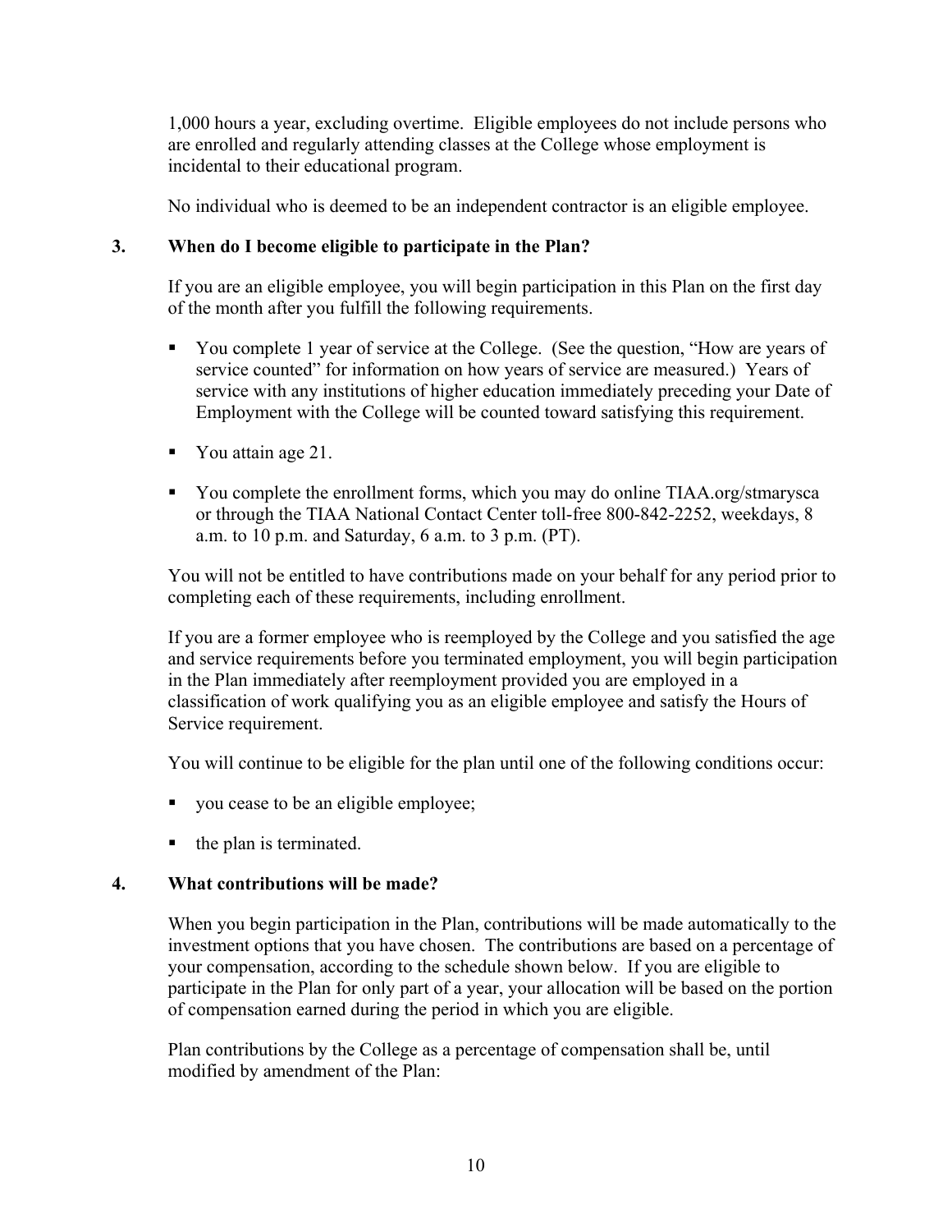1,000 hours a year, excluding overtime. Eligible employees do not include persons who are enrolled and regularly attending classes at the College whose employment is incidental to their educational program.

No individual who is deemed to be an independent contractor is an eligible employee.

### 3. When do I become eligible to participate in the Plan?

If you are an eligible employee, you will begin participation in this Plan on the first day of the month after you fulfill the following requirements.

- You complete 1 year of service at the College. (See the question, "How are years of service counted" for information on how years of service are measured.) Years of service with any institutions of higher education immediately preceding your Date of Employment with the College will be counted toward satisfying this requirement.
- You attain age 21.
- You complete the enrollment forms, which you may do online TIAA.org/stmarysca or through the TIAA National Contact Center toll-free 800-842-2252, weekdays, 8 a.m. to 10 p.m. and Saturday, 6 a.m. to 3 p.m. (PT).

You will not be entitled to have contributions made on your behalf for any period prior to completing each of these requirements, including enrollment.

If you are a former employee who is reemployed by the College and you satisfied the age and service requirements before you terminated employment, you will begin participation in the Plan immediately after reemployment provided you are employed in a classification of work qualifying you as an eligible employee and satisfy the Hours of Service requirement.

You will continue to be eligible for the plan until one of the following conditions occur:

- you cease to be an eligible employee;
- the plan is terminated.

### 4. What contributions will be made?

When you begin participation in the Plan, contributions will be made automatically to the investment options that you have chosen. The contributions are based on a percentage of your compensation, according to the schedule shown below. If you are eligible to participate in the Plan for only part of a year, your allocation will be based on the portion of compensation earned during the period in which you are eligible.

Plan contributions by the College as a percentage of compensation shall be, until modified by amendment of the Plan: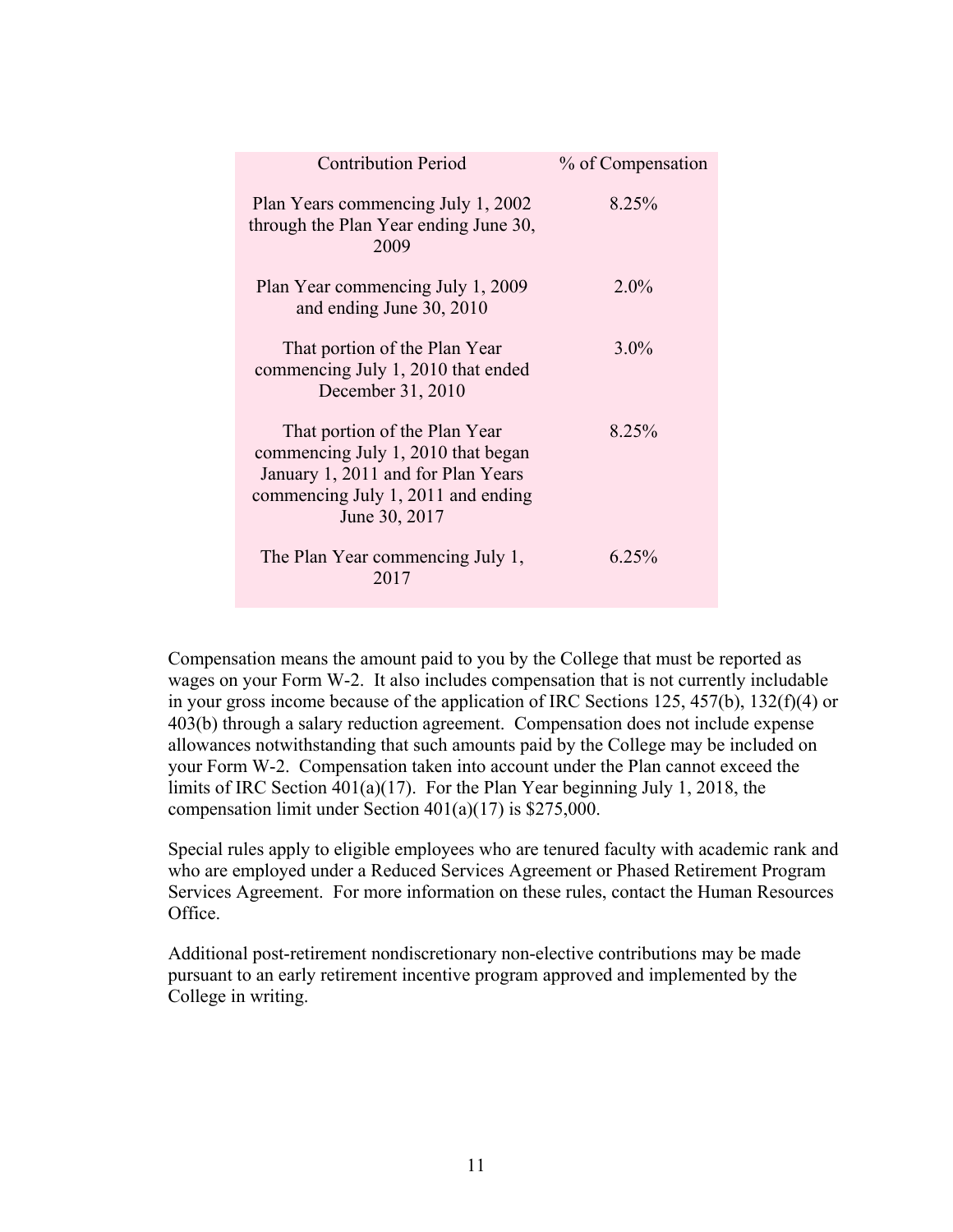| Contribution Period | % of Compensation |
|---|---|
| Plan Years commencing July 1, 2002 through the Plan Year ending June 30, 2009 | 8.25% |
| Plan Year commencing July 1, 2009 and ending June 30, 2010 | 2.0% |
| That portion of the Plan Year commencing July 1, 2010 that ended December 31, 2010 | 3.0% |
| That portion of the Plan Year commencing July 1, 2010 that began January 1, 2011 and for Plan Years commencing July 1, 2011 and ending June 30, 2017 | 8.25% |
| The Plan Year commencing July 1, 2017 | 6.25% |

Compensation means the amount paid to you by the College that must be reported as wages on your Form W-2. It also includes compensation that is not currently includable in your gross income because of the application of IRC Sections 125, 457(b), 132(f)(4) or 403(b) through a salary reduction agreement. Compensation does not include expense allowances notwithstanding that such amounts paid by the College may be included on your Form W-2. Compensation taken into account under the Plan cannot exceed the limits of IRC Section 401(a)(17). For the Plan Year beginning July 1, 2018, the compensation limit under Section 401(a)(17) is $275,000.

Special rules apply to eligible employees who are tenured faculty with academic rank and who are employed under a Reduced Services Agreement or Phased Retirement Program Services Agreement. For more information on these rules, contact the Human Resources Office.

Additional post-retirement nondiscretionary non-elective contributions may be made pursuant to an early retirement incentive program approved and implemented by the College in writing.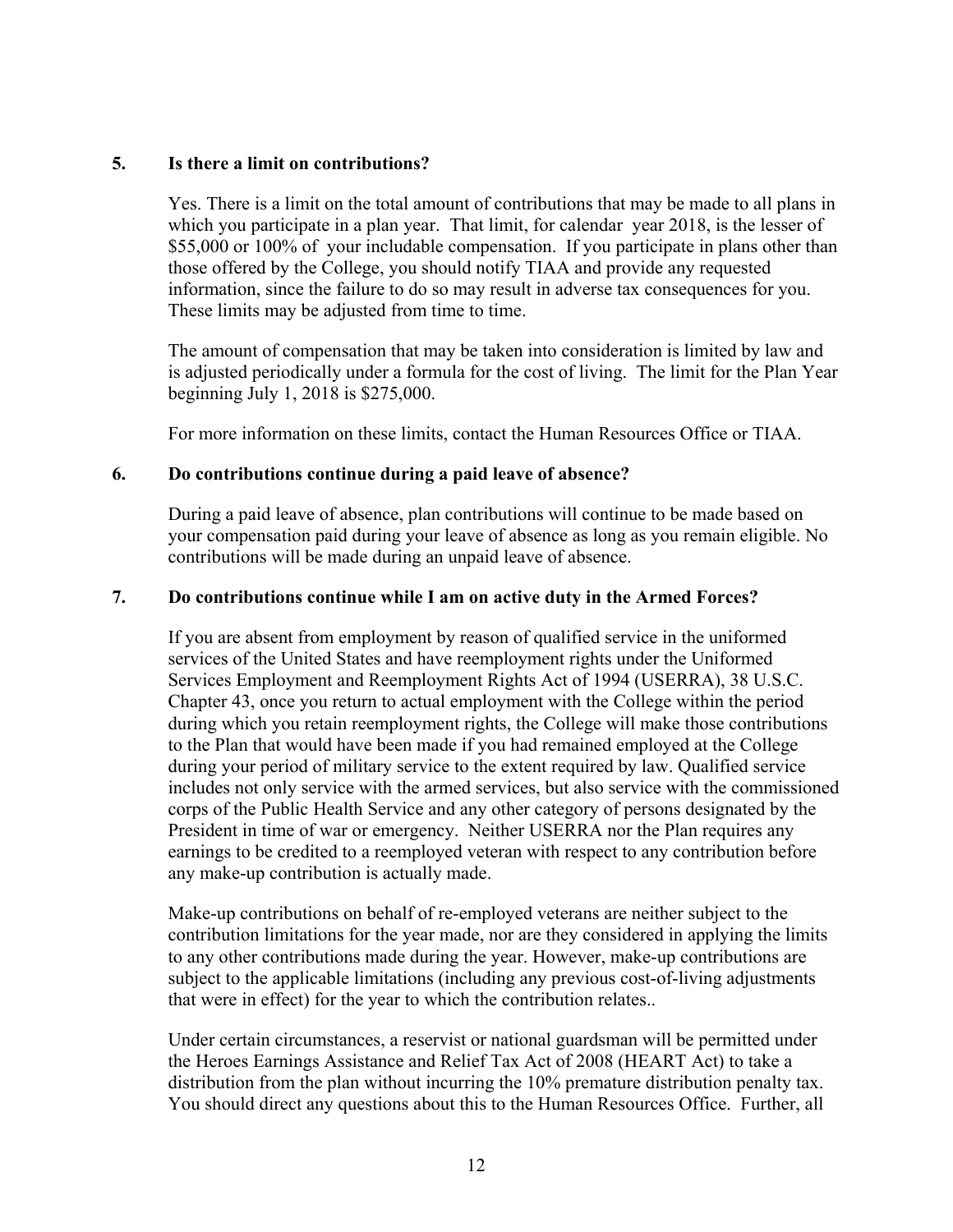### 5. Is there a limit on contributions?

Yes. There is a limit on the total amount of contributions that may be made to all plans in which you participate in a plan year. That limit, for calendar year 2018, is the lesser of $55,000 or 100% of your includable compensation. If you participate in plans other than those offered by the College, you should notify TIAA and provide any requested information, since the failure to do so may result in adverse tax consequences for you. These limits may be adjusted from time to time.

The amount of compensation that may be taken into consideration is limited by law and is adjusted periodically under a formula for the cost of living. The limit for the Plan Year beginning July 1, 2018 is $275,000.

For more information on these limits, contact the Human Resources Office or TIAA.

### 6. Do contributions continue during a paid leave of absence?

During a paid leave of absence, plan contributions will continue to be made based on your compensation paid during your leave of absence as long as you remain eligible. No contributions will be made during an unpaid leave of absence.

### 7. Do contributions continue while I am on active duty in the Armed Forces?

If you are absent from employment by reason of qualified service in the uniformed services of the United States and have reemployment rights under the Uniformed Services Employment and Reemployment Rights Act of 1994 (USERRA), 38 U.S.C. Chapter 43, once you return to actual employment with the College within the period during which you retain reemployment rights, the College will make those contributions to the Plan that would have been made if you had remained employed at the College during your period of military service to the extent required by law. Qualified service includes not only service with the armed services, but also service with the commissioned corps of the Public Health Service and any other category of persons designated by the President in time of war or emergency. Neither USERRA nor the Plan requires any earnings to be credited to a reemployed veteran with respect to any contribution before any make-up contribution is actually made.

Make-up contributions on behalf of re-employed veterans are neither subject to the contribution limitations for the year made, nor are they considered in applying the limits to any other contributions made during the year. However, make-up contributions are subject to the applicable limitations (including any previous cost-of-living adjustments that were in effect) for the year to which the contribution relates..

Under certain circumstances, a reservist or national guardsman will be permitted under the Heroes Earnings Assistance and Relief Tax Act of 2008 (HEART Act) to take a distribution from the plan without incurring the 10% premature distribution penalty tax. You should direct any questions about this to the Human Resources Office. Further, all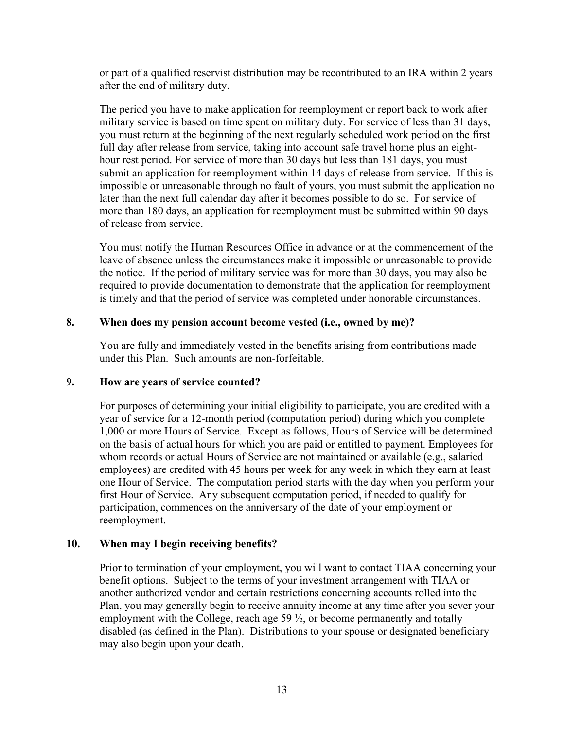or part of a qualified reservist distribution may be recontributed to an IRA within 2 years after the end of military duty.

The period you have to make application for reemployment or report back to work after military service is based on time spent on military duty. For service of less than 31 days, you must return at the beginning of the next regularly scheduled work period on the first full day after release from service, taking into account safe travel home plus an eight-hour rest period. For service of more than 30 days but less than 181 days, you must submit an application for reemployment within 14 days of release from service. If this is impossible or unreasonable through no fault of yours, you must submit the application no later than the next full calendar day after it becomes possible to do so. For service of more than 180 days, an application for reemployment must be submitted within 90 days of release from service.

You must notify the Human Resources Office in advance or at the commencement of the leave of absence unless the circumstances make it impossible or unreasonable to provide the notice. If the period of military service was for more than 30 days, you may also be required to provide documentation to demonstrate that the application for reemployment is timely and that the period of service was completed under honorable circumstances.

**8. When does my pension account become vested (i.e., owned by me)?**

You are fully and immediately vested in the benefits arising from contributions made under this Plan. Such amounts are non-forfeitable.

**9. How are years of service counted?**

For purposes of determining your initial eligibility to participate, you are credited with a year of service for a 12-month period (computation period) during which you complete 1,000 or more Hours of Service. Except as follows, Hours of Service will be determined on the basis of actual hours for which you are paid or entitled to payment. Employees for whom records or actual Hours of Service are not maintained or available (e.g., salaried employees) are credited with 45 hours per week for any week in which they earn at least one Hour of Service. The computation period starts with the day when you perform your first Hour of Service. Any subsequent computation period, if needed to qualify for participation, commences on the anniversary of the date of your employment or reemployment.

**10. When may I begin receiving benefits?**

Prior to termination of your employment, you will want to contact TIAA concerning your benefit options. Subject to the terms of your investment arrangement with TIAA or another authorized vendor and certain restrictions concerning accounts rolled into the Plan, you may generally begin to receive annuity income at any time after you sever your employment with the College, reach age 59 ½, or become permanently and totally disabled (as defined in the Plan). Distributions to your spouse or designated beneficiary may also begin upon your death.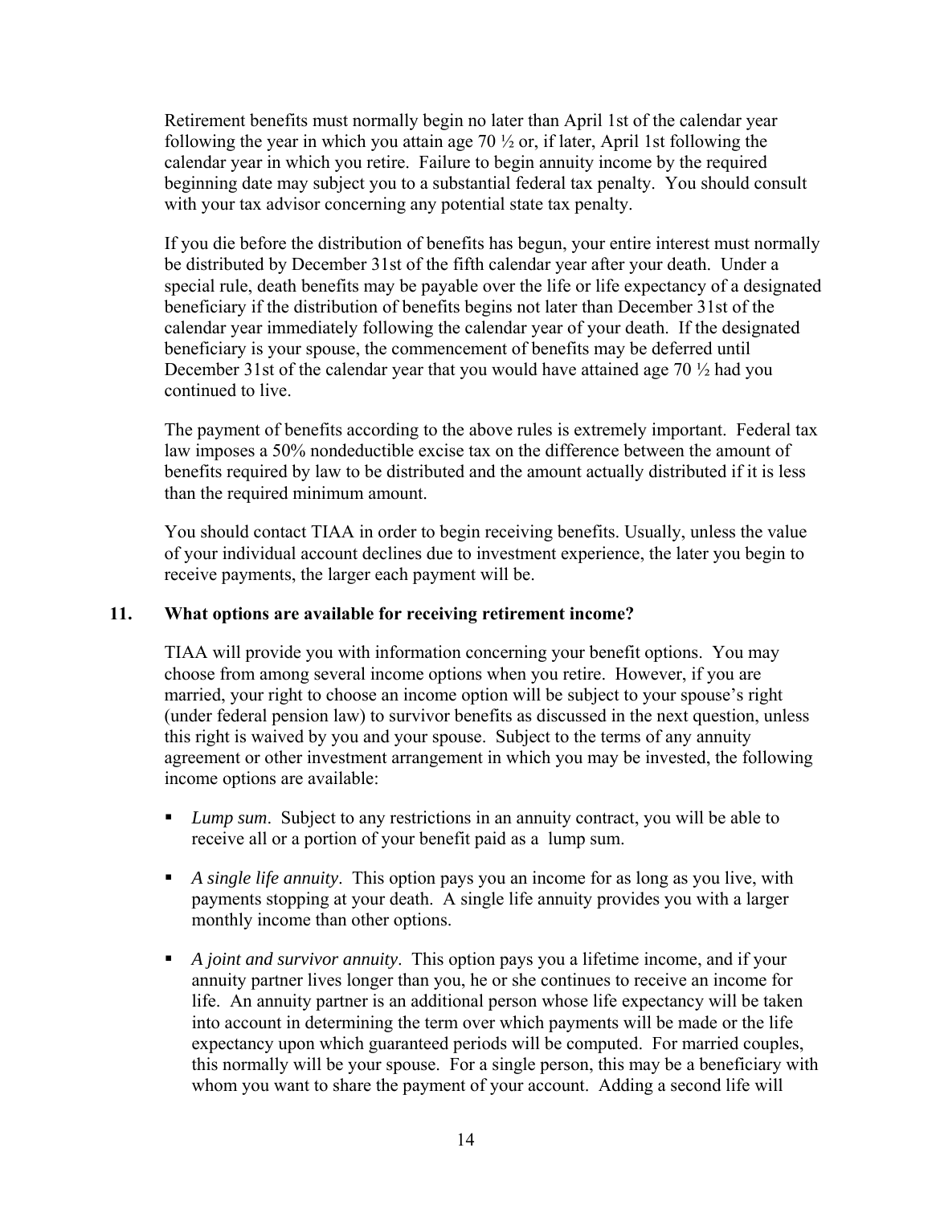Retirement benefits must normally begin no later than April 1st of the calendar year following the year in which you attain age 70 ½ or, if later, April 1st following the calendar year in which you retire. Failure to begin annuity income by the required beginning date may subject you to a substantial federal tax penalty. You should consult with your tax advisor concerning any potential state tax penalty.

If you die before the distribution of benefits has begun, your entire interest must normally be distributed by December 31st of the fifth calendar year after your death. Under a special rule, death benefits may be payable over the life or life expectancy of a designated beneficiary if the distribution of benefits begins not later than December 31st of the calendar year immediately following the calendar year of your death. If the designated beneficiary is your spouse, the commencement of benefits may be deferred until December 31st of the calendar year that you would have attained age 70 ½ had you continued to live.

The payment of benefits according to the above rules is extremely important. Federal tax law imposes a 50% nondeductible excise tax on the difference between the amount of benefits required by law to be distributed and the amount actually distributed if it is less than the required minimum amount.

You should contact TIAA in order to begin receiving benefits. Usually, unless the value of your individual account declines due to investment experience, the later you begin to receive payments, the larger each payment will be.

### 11. What options are available for receiving retirement income?

TIAA will provide you with information concerning your benefit options. You may choose from among several income options when you retire. However, if you are married, your right to choose an income option will be subject to your spouse's right (under federal pension law) to survivor benefits as discussed in the next question, unless this right is waived by you and your spouse. Subject to the terms of any annuity agreement or other investment arrangement in which you may be invested, the following income options are available:

- *Lump sum*. Subject to any restrictions in an annuity contract, you will be able to receive all or a portion of your benefit paid as a lump sum.
- *A single life annuity*. This option pays you an income for as long as you live, with payments stopping at your death. A single life annuity provides you with a larger monthly income than other options.
- *A joint and survivor annuity*. This option pays you a lifetime income, and if your annuity partner lives longer than you, he or she continues to receive an income for life. An annuity partner is an additional person whose life expectancy will be taken into account in determining the term over which payments will be made or the life expectancy upon which guaranteed periods will be computed. For married couples, this normally will be your spouse. For a single person, this may be a beneficiary with whom you want to share the payment of your account. Adding a second life will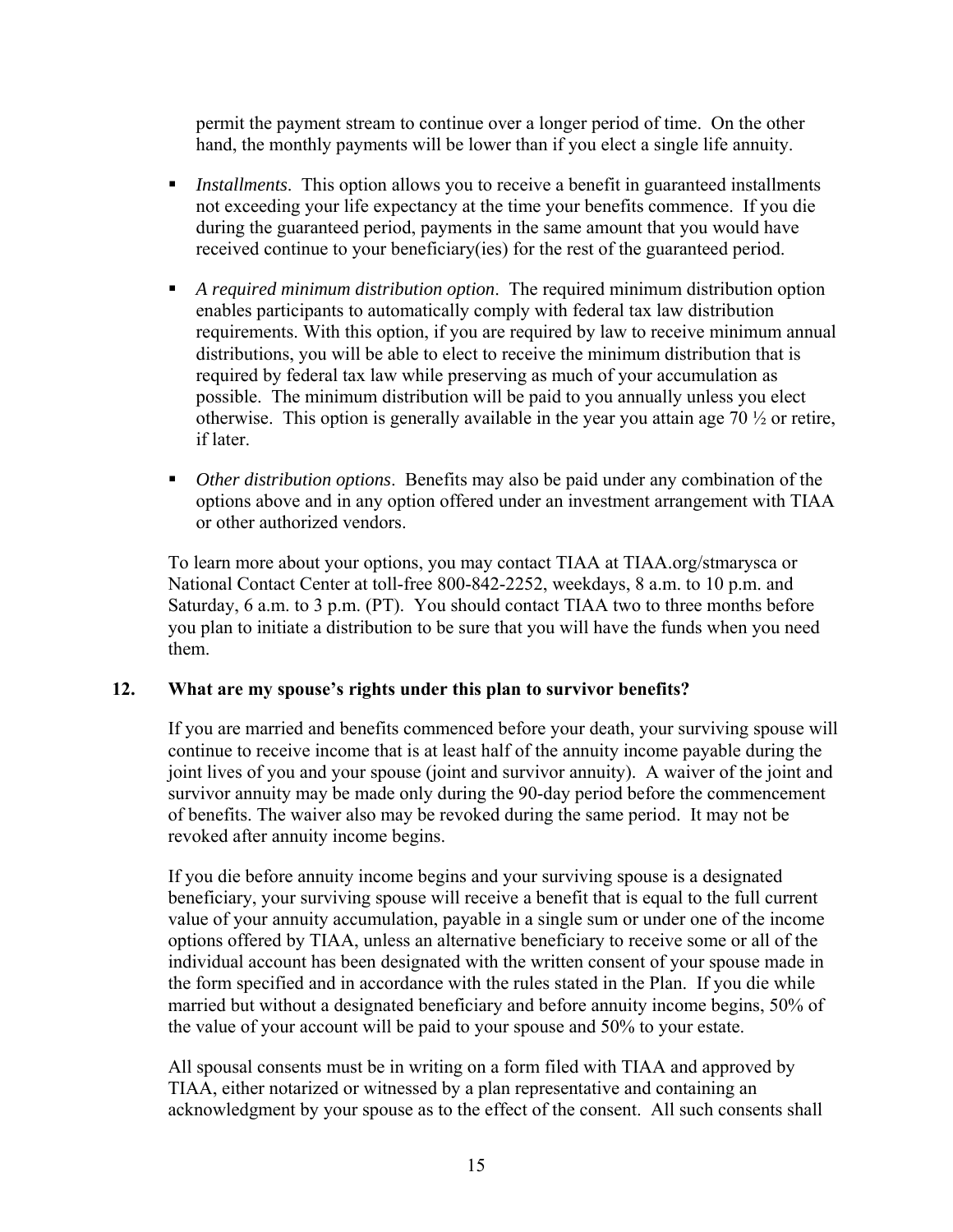permit the payment stream to continue over a longer period of time. On the other hand, the monthly payments will be lower than if you elect a single life annuity.

- *Installments*. This option allows you to receive a benefit in guaranteed installments not exceeding your life expectancy at the time your benefits commence. If you die during the guaranteed period, payments in the same amount that you would have received continue to your beneficiary(ies) for the rest of the guaranteed period.
- *A required minimum distribution option*. The required minimum distribution option enables participants to automatically comply with federal tax law distribution requirements. With this option, if you are required by law to receive minimum annual distributions, you will be able to elect to receive the minimum distribution that is required by federal tax law while preserving as much of your accumulation as possible. The minimum distribution will be paid to you annually unless you elect otherwise. This option is generally available in the year you attain age 70 ½ or retire, if later.
- *Other distribution options*. Benefits may also be paid under any combination of the options above and in any option offered under an investment arrangement with TIAA or other authorized vendors.

To learn more about your options, you may contact TIAA at TIAA.org/stmarysca or National Contact Center at toll-free 800-842-2252, weekdays, 8 a.m. to 10 p.m. and Saturday, 6 a.m. to 3 p.m. (PT). You should contact TIAA two to three months before you plan to initiate a distribution to be sure that you will have the funds when you need them.

## 12. What are my spouse's rights under this plan to survivor benefits?

If you are married and benefits commenced before your death, your surviving spouse will continue to receive income that is at least half of the annuity income payable during the joint lives of you and your spouse (joint and survivor annuity). A waiver of the joint and survivor annuity may be made only during the 90-day period before the commencement of benefits. The waiver also may be revoked during the same period. It may not be revoked after annuity income begins.

If you die before annuity income begins and your surviving spouse is a designated beneficiary, your surviving spouse will receive a benefit that is equal to the full current value of your annuity accumulation, payable in a single sum or under one of the income options offered by TIAA, unless an alternative beneficiary to receive some or all of the individual account has been designated with the written consent of your spouse made in the form specified and in accordance with the rules stated in the Plan. If you die while married but without a designated beneficiary and before annuity income begins, 50% of the value of your account will be paid to your spouse and 50% to your estate.

All spousal consents must be in writing on a form filed with TIAA and approved by TIAA, either notarized or witnessed by a plan representative and containing an acknowledgment by your spouse as to the effect of the consent. All such consents shall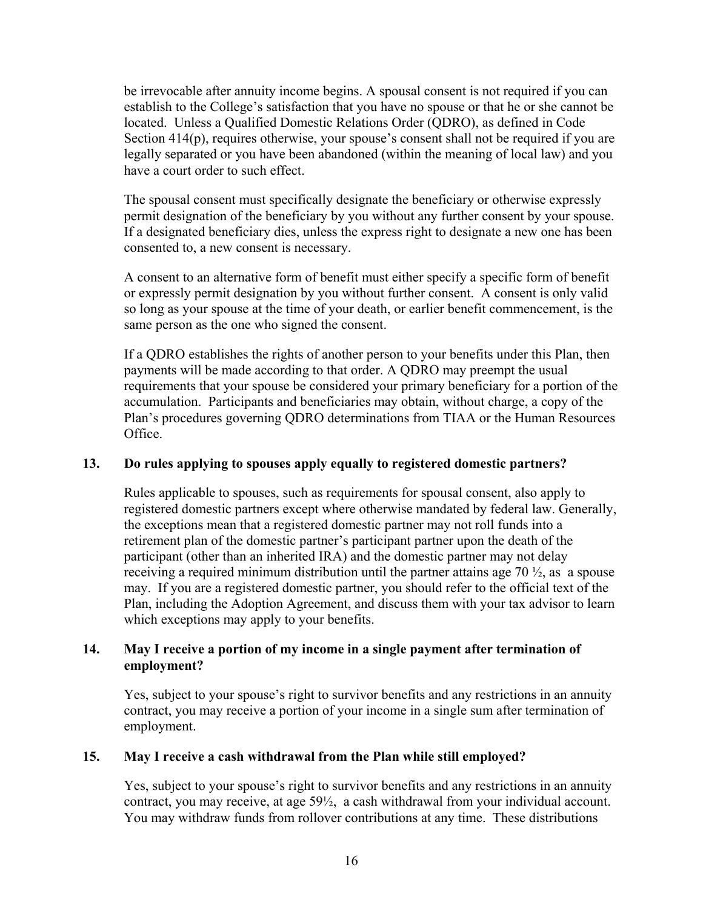be irrevocable after annuity income begins. A spousal consent is not required if you can establish to the College's satisfaction that you have no spouse or that he or she cannot be located. Unless a Qualified Domestic Relations Order (QDRO), as defined in Code Section 414(p), requires otherwise, your spouse's consent shall not be required if you are legally separated or you have been abandoned (within the meaning of local law) and you have a court order to such effect.

The spousal consent must specifically designate the beneficiary or otherwise expressly permit designation of the beneficiary by you without any further consent by your spouse. If a designated beneficiary dies, unless the express right to designate a new one has been consented to, a new consent is necessary.

A consent to an alternative form of benefit must either specify a specific form of benefit or expressly permit designation by you without further consent. A consent is only valid so long as your spouse at the time of your death, or earlier benefit commencement, is the same person as the one who signed the consent.

If a QDRO establishes the rights of another person to your benefits under this Plan, then payments will be made according to that order. A QDRO may preempt the usual requirements that your spouse be considered your primary beneficiary for a portion of the accumulation. Participants and beneficiaries may obtain, without charge, a copy of the Plan's procedures governing QDRO determinations from TIAA or the Human Resources Office.

### 13. Do rules applying to spouses apply equally to registered domestic partners?

Rules applicable to spouses, such as requirements for spousal consent, also apply to registered domestic partners except where otherwise mandated by federal law. Generally, the exceptions mean that a registered domestic partner may not roll funds into a retirement plan of the domestic partner's participant partner upon the death of the participant (other than an inherited IRA) and the domestic partner may not delay receiving a required minimum distribution until the partner attains age 70 ½, as a spouse may. If you are a registered domestic partner, you should refer to the official text of the Plan, including the Adoption Agreement, and discuss them with your tax advisor to learn which exceptions may apply to your benefits.

### 14. May I receive a portion of my income in a single payment after termination of employment?

Yes, subject to your spouse's right to survivor benefits and any restrictions in an annuity contract, you may receive a portion of your income in a single sum after termination of employment.

### 15. May I receive a cash withdrawal from the Plan while still employed?

Yes, subject to your spouse's right to survivor benefits and any restrictions in an annuity contract, you may receive, at age 59½, a cash withdrawal from your individual account. You may withdraw funds from rollover contributions at any time. These distributions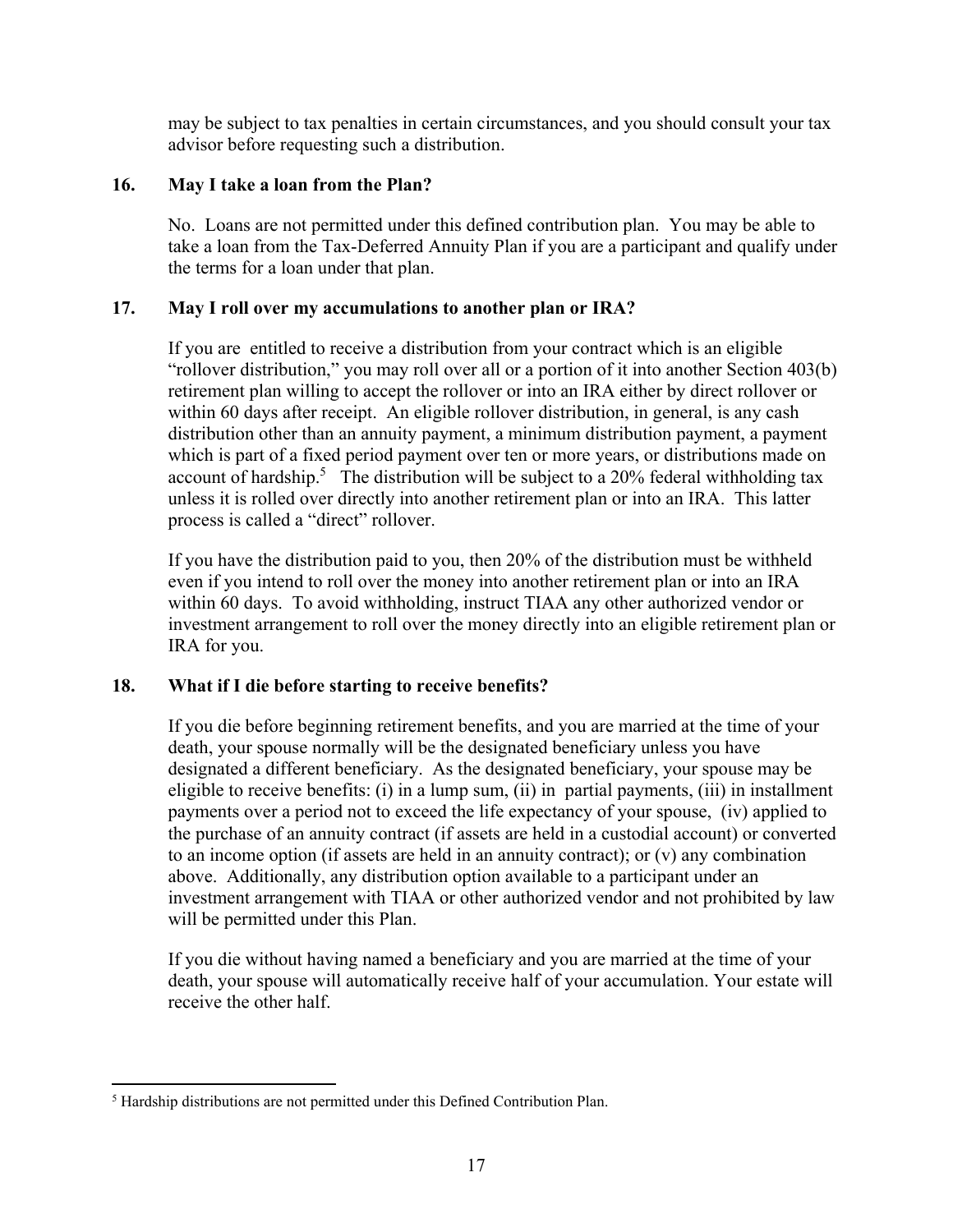may be subject to tax penalties in certain circumstances, and you should consult your tax advisor before requesting such a distribution.

### 16. May I take a loan from the Plan?

No. Loans are not permitted under this defined contribution plan. You may be able to take a loan from the Tax-Deferred Annuity Plan if you are a participant and qualify under the terms for a loan under that plan.

### 17. May I roll over my accumulations to another plan or IRA?

If you are entitled to receive a distribution from your contract which is an eligible "rollover distribution," you may roll over all or a portion of it into another Section 403(b) retirement plan willing to accept the rollover or into an IRA either by direct rollover or within 60 days after receipt. An eligible rollover distribution, in general, is any cash distribution other than an annuity payment, a minimum distribution payment, a payment which is part of a fixed period payment over ten or more years, or distributions made on account of hardship.[5] The distribution will be subject to a 20% federal withholding tax unless it is rolled over directly into another retirement plan or into an IRA. This latter process is called a "direct" rollover.

If you have the distribution paid to you, then 20% of the distribution must be withheld even if you intend to roll over the money into another retirement plan or into an IRA within 60 days. To avoid withholding, instruct TIAA any other authorized vendor or investment arrangement to roll over the money directly into an eligible retirement plan or IRA for you.

### 18. What if I die before starting to receive benefits?

If you die before beginning retirement benefits, and you are married at the time of your death, your spouse normally will be the designated beneficiary unless you have designated a different beneficiary. As the designated beneficiary, your spouse may be eligible to receive benefits: (i) in a lump sum, (ii) in partial payments, (iii) in installment payments over a period not to exceed the life expectancy of your spouse, (iv) applied to the purchase of an annuity contract (if assets are held in a custodial account) or converted to an income option (if assets are held in an annuity contract); or (v) any combination above. Additionally, any distribution option available to a participant under an investment arrangement with TIAA or other authorized vendor and not prohibited by law will be permitted under this Plan.

If you die without having named a beneficiary and you are married at the time of your death, your spouse will automatically receive half of your accumulation. Your estate will receive the other half.

---

[5] Hardship distributions are not permitted under this Defined Contribution Plan.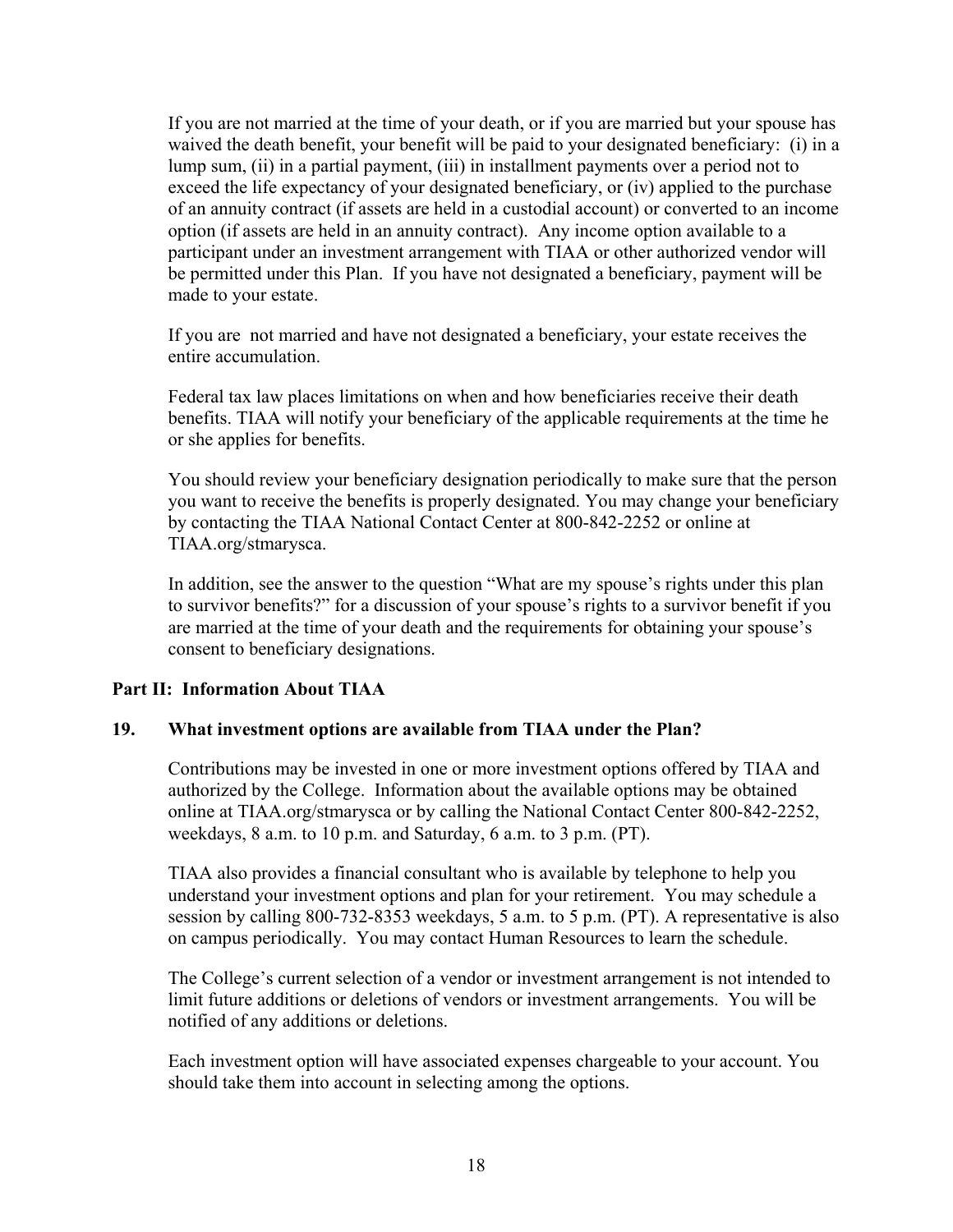If you are not married at the time of your death, or if you are married but your spouse has waived the death benefit, your benefit will be paid to your designated beneficiary: (i) in a lump sum, (ii) in a partial payment, (iii) in installment payments over a period not to exceed the life expectancy of your designated beneficiary, or (iv) applied to the purchase of an annuity contract (if assets are held in a custodial account) or converted to an income option (if assets are held in an annuity contract). Any income option available to a participant under an investment arrangement with TIAA or other authorized vendor will be permitted under this Plan. If you have not designated a beneficiary, payment will be made to your estate.

If you are not married and have not designated a beneficiary, your estate receives the entire accumulation.

Federal tax law places limitations on when and how beneficiaries receive their death benefits. TIAA will notify your beneficiary of the applicable requirements at the time he or she applies for benefits.

You should review your beneficiary designation periodically to make sure that the person you want to receive the benefits is properly designated. You may change your beneficiary by contacting the TIAA National Contact Center at 800-842-2252 or online at TIAA.org/stmarysca.

In addition, see the answer to the question "What are my spouse's rights under this plan to survivor benefits?" for a discussion of your spouse's rights to a survivor benefit if you are married at the time of your death and the requirements for obtaining your spouse's consent to beneficiary designations.

## Part II: Information About TIAA

### 19. What investment options are available from TIAA under the Plan?

Contributions may be invested in one or more investment options offered by TIAA and authorized by the College. Information about the available options may be obtained online at TIAA.org/stmarysca or by calling the National Contact Center 800-842-2252, weekdays, 8 a.m. to 10 p.m. and Saturday, 6 a.m. to 3 p.m. (PT).

TIAA also provides a financial consultant who is available by telephone to help you understand your investment options and plan for your retirement. You may schedule a session by calling 800-732-8353 weekdays, 5 a.m. to 5 p.m. (PT). A representative is also on campus periodically. You may contact Human Resources to learn the schedule.

The College's current selection of a vendor or investment arrangement is not intended to limit future additions or deletions of vendors or investment arrangements. You will be notified of any additions or deletions.

Each investment option will have associated expenses chargeable to your account. You should take them into account in selecting among the options.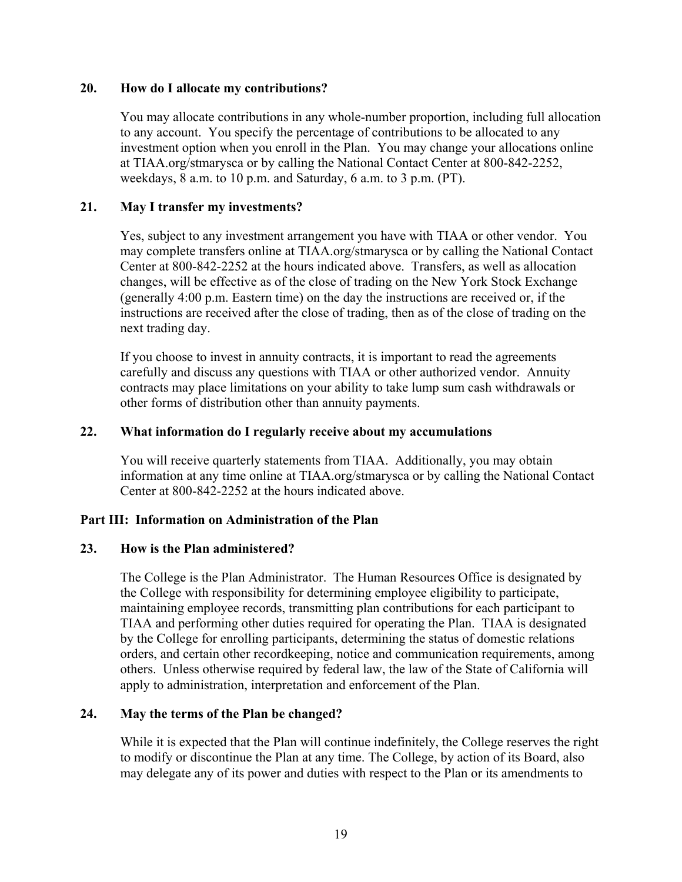**20. How do I allocate my contributions?**

You may allocate contributions in any whole-number proportion, including full allocation to any account. You specify the percentage of contributions to be allocated to any investment option when you enroll in the Plan. You may change your allocations online at TIAA.org/stmarysca or by calling the National Contact Center at 800-842-2252, weekdays, 8 a.m. to 10 p.m. and Saturday, 6 a.m. to 3 p.m. (PT).

**21. May I transfer my investments?**

Yes, subject to any investment arrangement you have with TIAA or other vendor. You may complete transfers online at TIAA.org/stmarysca or by calling the National Contact Center at 800-842-2252 at the hours indicated above. Transfers, as well as allocation changes, will be effective as of the close of trading on the New York Stock Exchange (generally 4:00 p.m. Eastern time) on the day the instructions are received or, if the instructions are received after the close of trading, then as of the close of trading on the next trading day.

If you choose to invest in annuity contracts, it is important to read the agreements carefully and discuss any questions with TIAA or other authorized vendor. Annuity contracts may place limitations on your ability to take lump sum cash withdrawals or other forms of distribution other than annuity payments.

**22. What information do I regularly receive about my accumulations**

You will receive quarterly statements from TIAA. Additionally, you may obtain information at any time online at TIAA.org/stmarysca or by calling the National Contact Center at 800-842-2252 at the hours indicated above.

## Part III: Information on Administration of the Plan

**23. How is the Plan administered?**

The College is the Plan Administrator. The Human Resources Office is designated by the College with responsibility for determining employee eligibility to participate, maintaining employee records, transmitting plan contributions for each participant to TIAA and performing other duties required for operating the Plan. TIAA is designated by the College for enrolling participants, determining the status of domestic relations orders, and certain other recordkeeping, notice and communication requirements, among others. Unless otherwise required by federal law, the law of the State of California will apply to administration, interpretation and enforcement of the Plan.

**24. May the terms of the Plan be changed?**

While it is expected that the Plan will continue indefinitely, the College reserves the right to modify or discontinue the Plan at any time. The College, by action of its Board, also may delegate any of its power and duties with respect to the Plan or its amendments to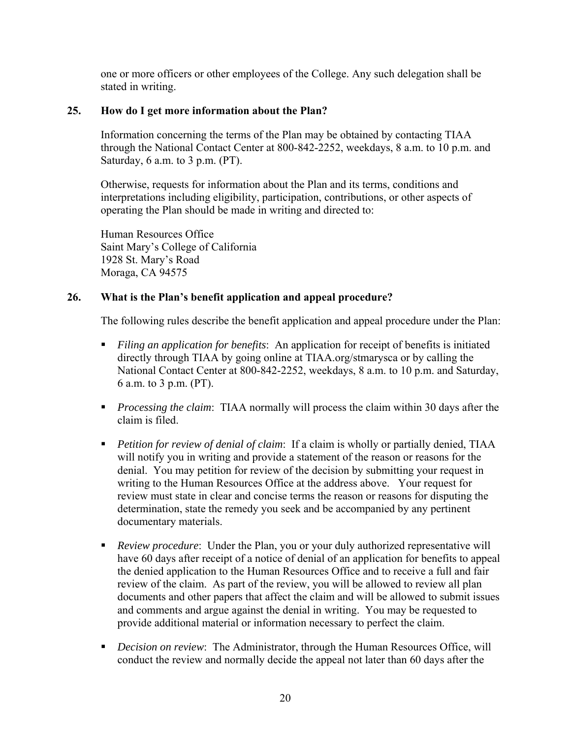one or more officers or other employees of the College. Any such delegation shall be stated in writing.

**25. How do I get more information about the Plan?**

Information concerning the terms of the Plan may be obtained by contacting TIAA through the National Contact Center at 800-842-2252, weekdays, 8 a.m. to 10 p.m. and Saturday, 6 a.m. to 3 p.m. (PT).

Otherwise, requests for information about the Plan and its terms, conditions and interpretations including eligibility, participation, contributions, or other aspects of operating the Plan should be made in writing and directed to:

Human Resources Office
Saint Mary's College of California
1928 St. Mary's Road
Moraga, CA 94575

**26. What is the Plan's benefit application and appeal procedure?**

The following rules describe the benefit application and appeal procedure under the Plan:

- *Filing an application for benefits*: An application for receipt of benefits is initiated directly through TIAA by going online at TIAA.org/stmarysca or by calling the National Contact Center at 800-842-2252, weekdays, 8 a.m. to 10 p.m. and Saturday, 6 a.m. to 3 p.m. (PT).
- *Processing the claim*: TIAA normally will process the claim within 30 days after the claim is filed.
- *Petition for review of denial of claim*: If a claim is wholly or partially denied, TIAA will notify you in writing and provide a statement of the reason or reasons for the denial. You may petition for review of the decision by submitting your request in writing to the Human Resources Office at the address above. Your request for review must state in clear and concise terms the reason or reasons for disputing the determination, state the remedy you seek and be accompanied by any pertinent documentary materials.
- *Review procedure*: Under the Plan, you or your duly authorized representative will have 60 days after receipt of a notice of denial of an application for benefits to appeal the denied application to the Human Resources Office and to receive a full and fair review of the claim. As part of the review, you will be allowed to review all plan documents and other papers that affect the claim and will be allowed to submit issues and comments and argue against the denial in writing. You may be requested to provide additional material or information necessary to perfect the claim.
- *Decision on review*: The Administrator, through the Human Resources Office, will conduct the review and normally decide the appeal not later than 60 days after the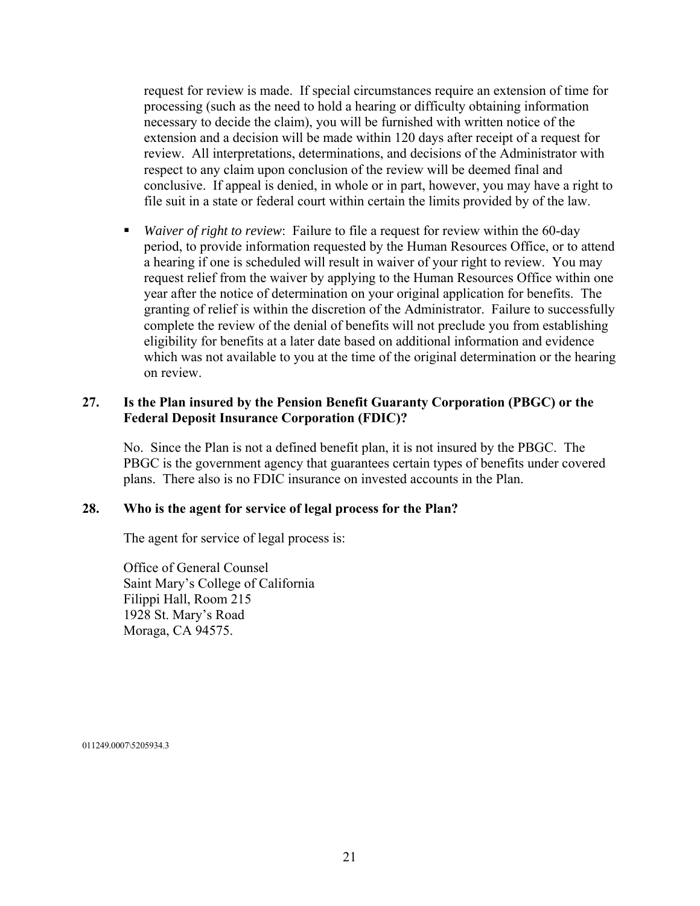request for review is made. If special circumstances require an extension of time for processing (such as the need to hold a hearing or difficulty obtaining information necessary to decide the claim), you will be furnished with written notice of the extension and a decision will be made within 120 days after receipt of a request for review. All interpretations, determinations, and decisions of the Administrator with respect to any claim upon conclusion of the review will be deemed final and conclusive. If appeal is denied, in whole or in part, however, you may have a right to file suit in a state or federal court within certain the limits provided by of the law.

- *Waiver of right to review*: Failure to file a request for review within the 60-day period, to provide information requested by the Human Resources Office, or to attend a hearing if one is scheduled will result in waiver of your right to review. You may request relief from the waiver by applying to the Human Resources Office within one year after the notice of determination on your original application for benefits. The granting of relief is within the discretion of the Administrator. Failure to successfully complete the review of the denial of benefits will not preclude you from establishing eligibility for benefits at a later date based on additional information and evidence which was not available to you at the time of the original determination or the hearing on review.

**27. Is the Plan insured by the Pension Benefit Guaranty Corporation (PBGC) or the Federal Deposit Insurance Corporation (FDIC)?**

No. Since the Plan is not a defined benefit plan, it is not insured by the PBGC. The PBGC is the government agency that guarantees certain types of benefits under covered plans. There also is no FDIC insurance on invested accounts in the Plan.

**28. Who is the agent for service of legal process for the Plan?**

The agent for service of legal process is:

Office of General Counsel
Saint Mary's College of California
Filippi Hall, Room 215
1928 St. Mary's Road
Moraga, CA 94575.

011249.0007\5205934.3